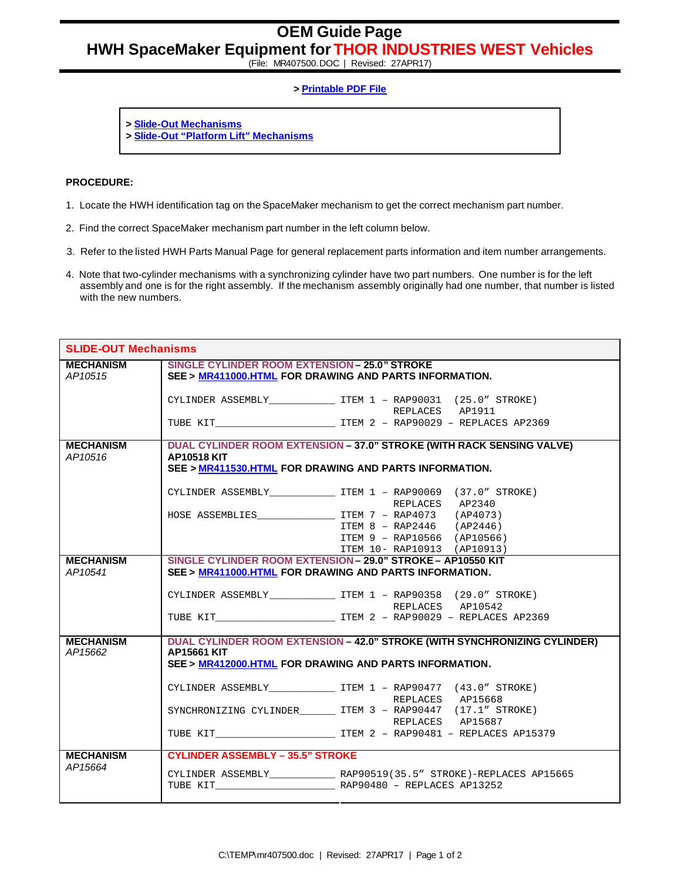# OEM Guide Page

## HWH SpaceMaker Equipment for THOR INDUSTRIES WEST Vehicles

(File: MR407500.DOC | Revised: 27APR17)

> **Printable PDF File**

> **Slide-Out Mechanisms**
> **Slide-Out "Platform Lift" Mechanisms**

**PROCEDURE:**

1. Locate the HWH identification tag on the SpaceMaker mechanism to get the correct mechanism part number.
2. Find the correct SpaceMaker mechanism part number in the left column below.
3. Refer to the listed HWH Parts Manual Page for general replacement parts information and item number arrangements.
4. Note that two-cylinder mechanisms with a synchronizing cylinder have two part numbers. One number is for the left assembly and one is for the right assembly. If the mechanism assembly originally had one number, that number is listed with the new numbers.

| SLIDE-OUT Mechanisms | |
|---|---|
| **MECHANISM** *AP10515* | **SINGLE CYLINDER ROOM EXTENSION – 25.0" STROKE**<br>**SEE > MR411000.HTML FOR DRAWING AND PARTS INFORMATION.**<br><br>CYLINDER ASSEMBLY____________ ITEM 1 – RAP90031 (25.0" STROKE) REPLACES AP1911<br>TUBE KIT______________________ ITEM 2 – RAP90029 – REPLACES AP2369 |
| **MECHANISM** *AP10516* | **DUAL CYLINDER ROOM EXTENSION – 37.0" STROKE (WITH RACK SENSING VALVE)**<br>**AP10518 KIT**<br>**SEE > MR411530.HTML FOR DRAWING AND PARTS INFORMATION.**<br><br>CYLINDER ASSEMBLY____________ ITEM 1 – RAP90069 (37.0" STROKE) REPLACES AP2340<br>HOSE ASSEMBLIES______________ ITEM 7 – RAP4073 (AP4073)<br>ITEM 8 – RAP2446 (AP2446)<br>ITEM 9 – RAP10566 (AP10566)<br>ITEM 10- RAP10913 (AP10913) |
| **MECHANISM** *AP10541* | **SINGLE CYLINDER ROOM EXTENSION – 29.0" STROKE – AP10550 KIT**<br>**SEE > MR411000.HTML FOR DRAWING AND PARTS INFORMATION.**<br><br>CYLINDER ASSEMBLY____________ ITEM 1 – RAP90358 (29.0" STROKE) REPLACES AP10542<br>TUBE KIT______________________ ITEM 2 – RAP90029 – REPLACES AP2369 |
| **MECHANISM** *AP15662* | **DUAL CYLINDER ROOM EXTENSION – 42.0" STROKE (WITH SYNCHRONIZING CYLINDER)**<br>**AP15661 KIT**<br>**SEE > MR412000.HTML FOR DRAWING AND PARTS INFORMATION.**<br><br>CYLINDER ASSEMBLY____________ ITEM 1 – RAP90477 (43.0" STROKE) REPLACES AP15668<br>SYNCHRONIZING CYLINDER______ ITEM 3 – RAP90447 (17.1" STROKE) REPLACES AP15687<br>TUBE KIT______________________ ITEM 2 – RAP90481 – REPLACES AP15379 |
| **MECHANISM** *AP15664* | **CYLINDER ASSEMBLY – 35.5" STROKE**<br><br>CYLINDER ASSEMBLY____________ RAP90519(35.5" STROKE)-REPLACES AP15665<br>TUBE KIT______________________ RAP90480 – REPLACES AP13252 |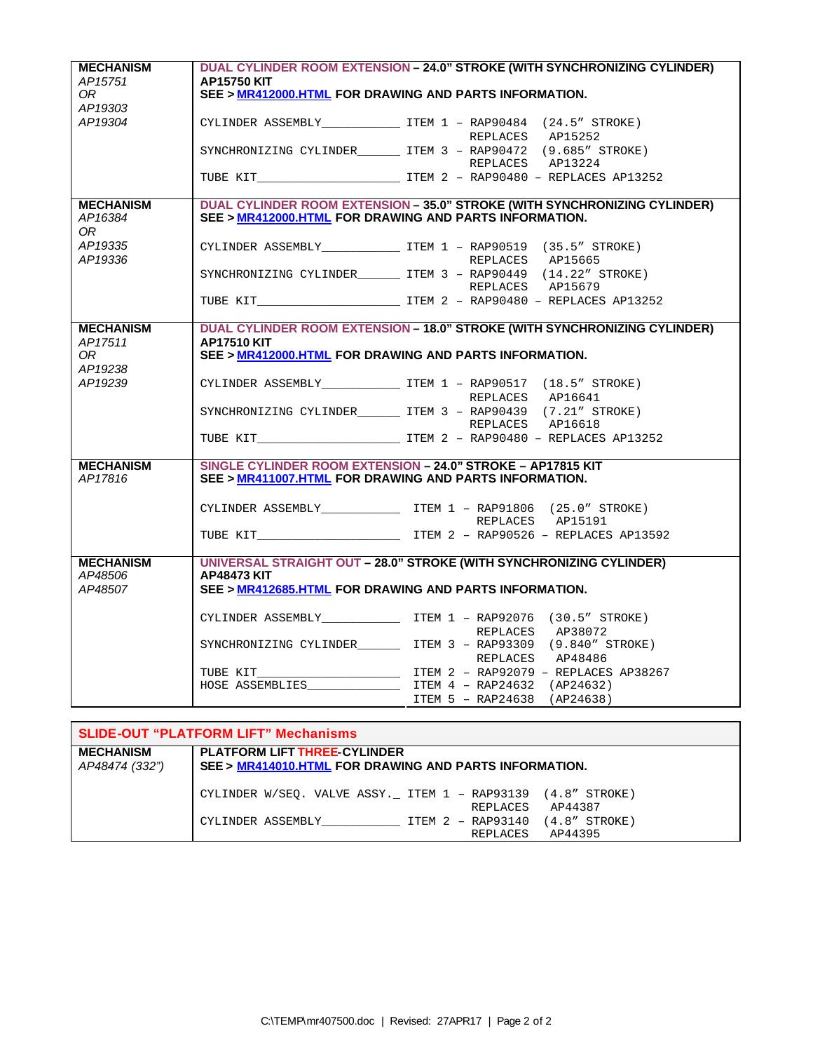| | |
|---|---|
| **MECHANISM**<br>*AP15751*<br>*OR*<br>*AP19303*<br>*AP19304* | **DUAL CYLINDER ROOM EXTENSION – 24.0" STROKE (WITH SYNCHRONIZING CYLINDER)**<br>**AP15750 KIT**<br>**SEE > MR412000.HTML FOR DRAWING AND PARTS INFORMATION.**<br><br>CYLINDER ASSEMBLY___________ ITEM 1 – RAP90484 (24.5" STROKE) REPLACES AP15252<br>SYNCHRONIZING CYLINDER______ ITEM 3 – RAP90472 (9.685" STROKE) REPLACES AP13224<br>TUBE KIT____________________ ITEM 2 – RAP90480 – REPLACES AP13252 |
| **MECHANISM**<br>*AP16384*<br>*OR*<br>*AP19335*<br>*AP19336* | **DUAL CYLINDER ROOM EXTENSION – 35.0" STROKE (WITH SYNCHRONIZING CYLINDER)**<br>**SEE > MR412000.HTML FOR DRAWING AND PARTS INFORMATION.**<br><br>CYLINDER ASSEMBLY___________ ITEM 1 – RAP90519 (35.5" STROKE) REPLACES AP15665<br>SYNCHRONIZING CYLINDER______ ITEM 3 – RAP90449 (14.22" STROKE) REPLACES AP15679<br>TUBE KIT____________________ ITEM 2 – RAP90480 – REPLACES AP13252 |
| **MECHANISM**<br>*AP17511*<br>*OR*<br>*AP19238*<br>*AP19239* | **DUAL CYLINDER ROOM EXTENSION – 18.0" STROKE (WITH SYNCHRONIZING CYLINDER)**<br>**AP17510 KIT**<br>**SEE > MR412000.HTML FOR DRAWING AND PARTS INFORMATION.**<br><br>CYLINDER ASSEMBLY___________ ITEM 1 – RAP90517 (18.5" STROKE) REPLACES AP16641<br>SYNCHRONIZING CYLINDER______ ITEM 3 – RAP90439 (7.21" STROKE) REPLACES AP16618<br>TUBE KIT____________________ ITEM 2 – RAP90480 – REPLACES AP13252 |
| **MECHANISM**<br>*AP17816* | **SINGLE CYLINDER ROOM EXTENSION – 24.0" STROKE – AP17815 KIT**<br>**SEE > MR411007.HTML FOR DRAWING AND PARTS INFORMATION.**<br><br>CYLINDER ASSEMBLY___________ ITEM 1 – RAP91806 (25.0" STROKE) REPLACES AP15191<br>TUBE KIT____________________ ITEM 2 – RAP90526 – REPLACES AP13592 |
| **MECHANISM**<br>*AP48506*<br>*AP48507* | **UNIVERSAL STRAIGHT OUT – 28.0" STROKE (WITH SYNCHRONIZING CYLINDER)**<br>**AP48473 KIT**<br>**SEE > MR412685.HTML FOR DRAWING AND PARTS INFORMATION.**<br><br>CYLINDER ASSEMBLY___________ ITEM 1 – RAP92076 (30.5" STROKE) REPLACES AP38072<br>SYNCHRONIZING CYLINDER______ ITEM 3 – RAP93309 (9.840" STROKE) REPLACES AP48486<br>TUBE KIT____________________ ITEM 2 – RAP92079 – REPLACES AP38267<br>HOSE ASSEMBLIES_____________ ITEM 4 – RAP24632 (AP24632)<br>ITEM 5 – RAP24638 (AP24638) |

| **SLIDE-OUT "PLATFORM LIFT" Mechanisms** | |
|---|---|
| **MECHANISM**<br>*AP48474 (332")* | **PLATFORM LIFT THREE-CYLINDER**<br>**SEE > MR414010.HTML FOR DRAWING AND PARTS INFORMATION.**<br><br>CYLINDER W/SEQ. VALVE ASSY._ ITEM 1 – RAP93139 (4.8" STROKE) REPLACES AP44387<br>CYLINDER ASSEMBLY___________ ITEM 2 – RAP93140 (4.8" STROKE) REPLACES AP44395 |

C:\TEMP\mr407500.doc | Revised: 27APR17